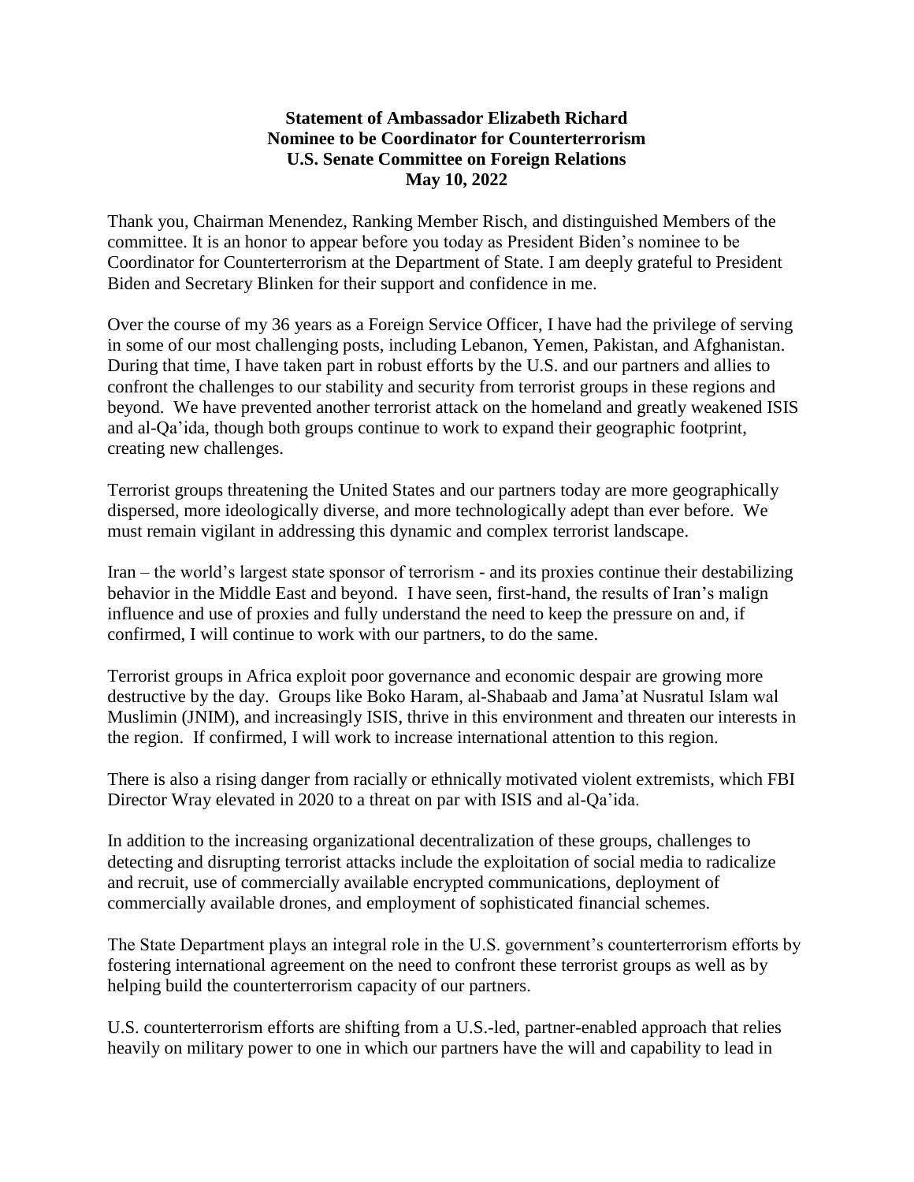**Statement of Ambassador Elizabeth Richard**
**Nominee to be Coordinator for Counterterrorism**
**U.S. Senate Committee on Foreign Relations**
**May 10, 2022**

Thank you, Chairman Menendez, Ranking Member Risch, and distinguished Members of the committee. It is an honor to appear before you today as President Biden's nominee to be Coordinator for Counterterrorism at the Department of State. I am deeply grateful to President Biden and Secretary Blinken for their support and confidence in me.

Over the course of my 36 years as a Foreign Service Officer, I have had the privilege of serving in some of our most challenging posts, including Lebanon, Yemen, Pakistan, and Afghanistan. During that time, I have taken part in robust efforts by the U.S. and our partners and allies to confront the challenges to our stability and security from terrorist groups in these regions and beyond. We have prevented another terrorist attack on the homeland and greatly weakened ISIS and al-Qa'ida, though both groups continue to work to expand their geographic footprint, creating new challenges.

Terrorist groups threatening the United States and our partners today are more geographically dispersed, more ideologically diverse, and more technologically adept than ever before. We must remain vigilant in addressing this dynamic and complex terrorist landscape.

Iran – the world's largest state sponsor of terrorism - and its proxies continue their destabilizing behavior in the Middle East and beyond. I have seen, first-hand, the results of Iran's malign influence and use of proxies and fully understand the need to keep the pressure on and, if confirmed, I will continue to work with our partners, to do the same.

Terrorist groups in Africa exploit poor governance and economic despair are growing more destructive by the day. Groups like Boko Haram, al-Shabaab and Jama'at Nusratul Islam wal Muslimin (JNIM), and increasingly ISIS, thrive in this environment and threaten our interests in the region. If confirmed, I will work to increase international attention to this region.

There is also a rising danger from racially or ethnically motivated violent extremists, which FBI Director Wray elevated in 2020 to a threat on par with ISIS and al-Qa'ida.

In addition to the increasing organizational decentralization of these groups, challenges to detecting and disrupting terrorist attacks include the exploitation of social media to radicalize and recruit, use of commercially available encrypted communications, deployment of commercially available drones, and employment of sophisticated financial schemes.

The State Department plays an integral role in the U.S. government's counterterrorism efforts by fostering international agreement on the need to confront these terrorist groups as well as by helping build the counterterrorism capacity of our partners.

U.S. counterterrorism efforts are shifting from a U.S.-led, partner-enabled approach that relies heavily on military power to one in which our partners have the will and capability to lead in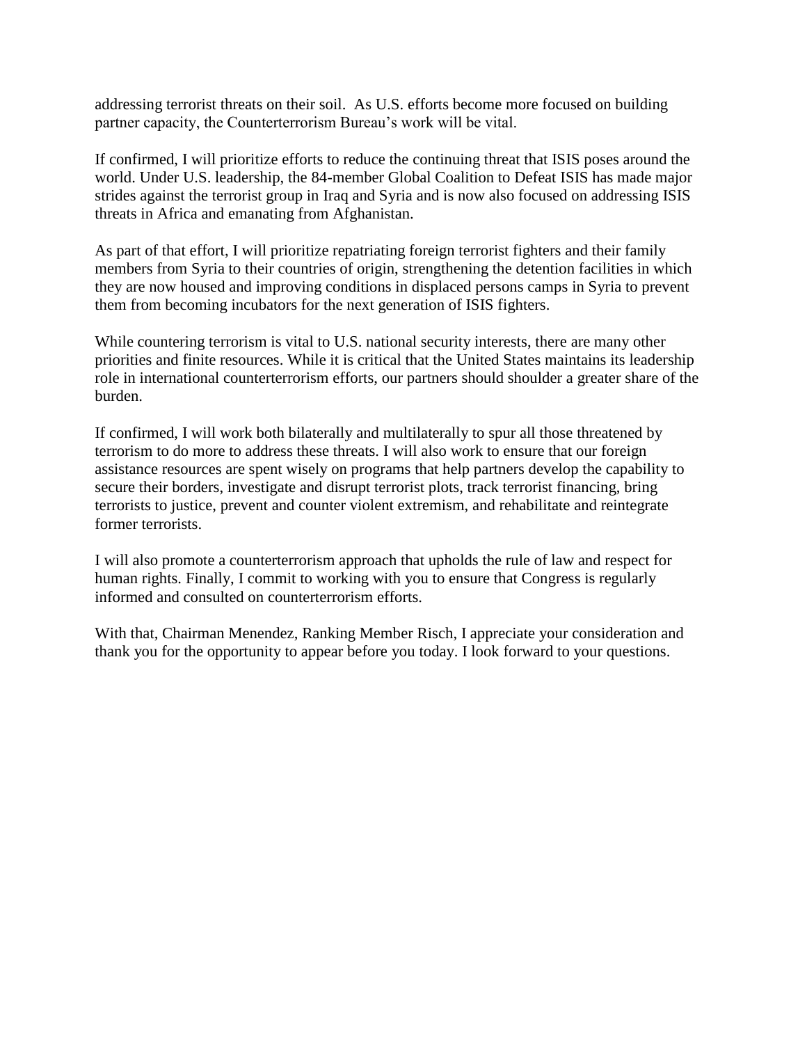addressing terrorist threats on their soil. As U.S. efforts become more focused on building partner capacity, the Counterterrorism Bureau's work will be vital.

If confirmed, I will prioritize efforts to reduce the continuing threat that ISIS poses around the world. Under U.S. leadership, the 84-member Global Coalition to Defeat ISIS has made major strides against the terrorist group in Iraq and Syria and is now also focused on addressing ISIS threats in Africa and emanating from Afghanistan.

As part of that effort, I will prioritize repatriating foreign terrorist fighters and their family members from Syria to their countries of origin, strengthening the detention facilities in which they are now housed and improving conditions in displaced persons camps in Syria to prevent them from becoming incubators for the next generation of ISIS fighters.

While countering terrorism is vital to U.S. national security interests, there are many other priorities and finite resources. While it is critical that the United States maintains its leadership role in international counterterrorism efforts, our partners should shoulder a greater share of the burden.

If confirmed, I will work both bilaterally and multilaterally to spur all those threatened by terrorism to do more to address these threats. I will also work to ensure that our foreign assistance resources are spent wisely on programs that help partners develop the capability to secure their borders, investigate and disrupt terrorist plots, track terrorist financing, bring terrorists to justice, prevent and counter violent extremism, and rehabilitate and reintegrate former terrorists.

I will also promote a counterterrorism approach that upholds the rule of law and respect for human rights. Finally, I commit to working with you to ensure that Congress is regularly informed and consulted on counterterrorism efforts.

With that, Chairman Menendez, Ranking Member Risch, I appreciate your consideration and thank you for the opportunity to appear before you today. I look forward to your questions.